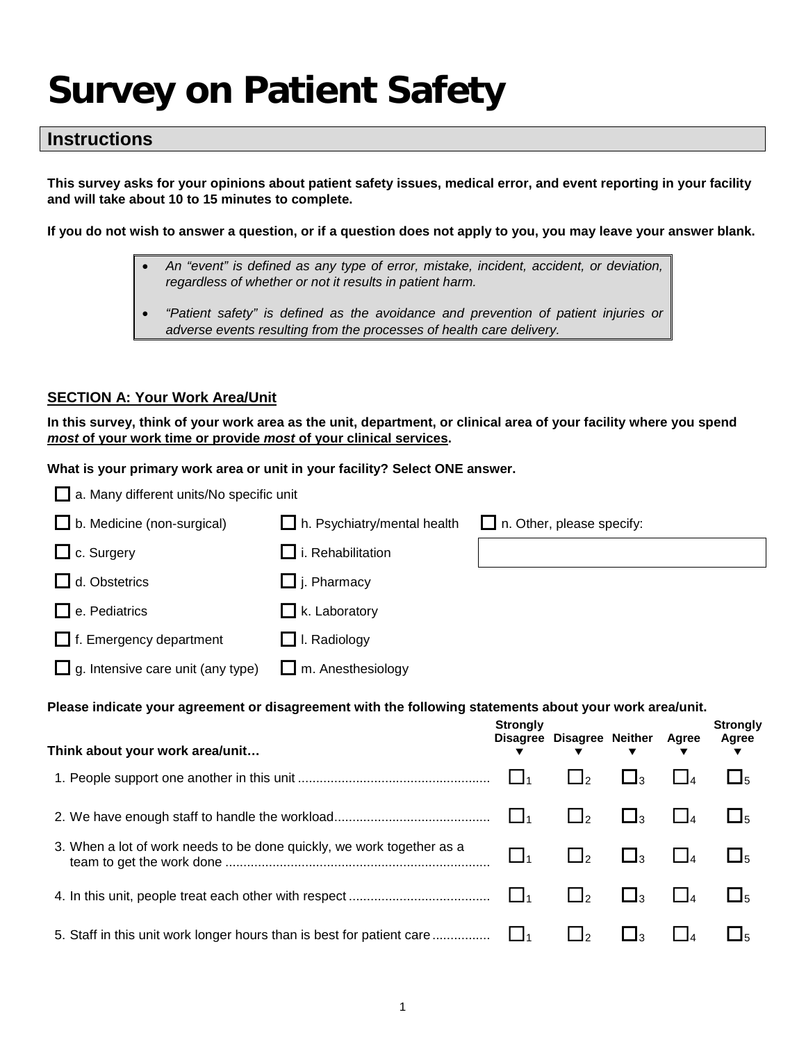# Survey on Patient Safety

## Instructions

**This survey asks for your opinions about patient safety issues, medical error, and event reporting in your facility and will take about 10 to 15 minutes to complete.**

**If you do not wish to answer a question, or if a question does not apply to you, you may leave your answer blank.**

> - *An "event" is defined as any type of error, mistake, incident, accident, or deviation, regardless of whether or not it results in patient harm.*
> - *"Patient safety" is defined as the avoidance and prevention of patient injuries or adverse events resulting from the processes of health care delivery.*

### SECTION A: Your Work Area/Unit

**In this survey, think of your work area as the unit, department, or clinical area of your facility where you spend *most* of your work time or provide *most* of your clinical services.**

**What is your primary work area or unit in your facility? Select ONE answer.**

- ☐ a. Many different units/No specific unit
- ☐ b. Medicine (non-surgical)
- ☐ c. Surgery
- ☐ d. Obstetrics
- ☐ e. Pediatrics
- ☐ f. Emergency department
- ☐ g. Intensive care unit (any type)
- ☐ h. Psychiatry/mental health
- ☐ i. Rehabilitation
- ☐ j. Pharmacy
- ☐ k. Laboratory
- ☐ l. Radiology
- ☐ m. Anesthesiology
- ☐ n. Other, please specify: ______________________

**Please indicate your agreement or disagreement with the following statements about your work area/unit.**

| Think about your work area/unit… | Strongly Disagree ▼ | Disagree ▼ | Neither ▼ | Agree ▼ | Strongly Agree ▼ |
|---|---|---|---|---|---|
| 1. People support one another in this unit | ☐1 | ☐2 | ☐3 | ☐4 | ☐5 |
| 2. We have enough staff to handle the workload | ☐1 | ☐2 | ☐3 | ☐4 | ☐5 |
| 3. When a lot of work needs to be done quickly, we work together as a team to get the work done | ☐1 | ☐2 | ☐3 | ☐4 | ☐5 |
| 4. In this unit, people treat each other with respect | ☐1 | ☐2 | ☐3 | ☐4 | ☐5 |
| 5. Staff in this unit work longer hours than is best for patient care | ☐1 | ☐2 | ☐3 | ☐4 | ☐5 |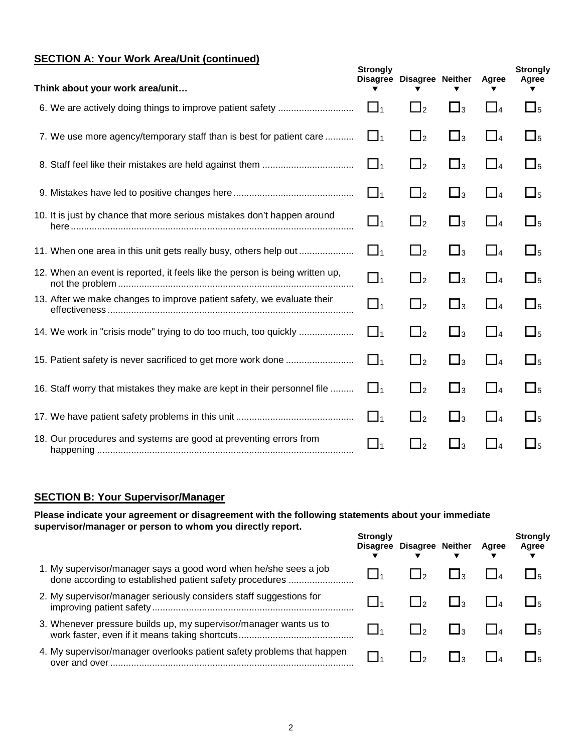## SECTION A: Your Work Area/Unit (continued)

| Think about your work area/unit… | Strongly Disagree ▼ | Disagree ▼ | Neither ▼ | Agree ▼ | Strongly Agree ▼ |
|---|---|---|---|---|---|
| 6. We are actively doing things to improve patient safety | ☐1 | ☐2 | ☐3 | ☐4 | ☐5 |
| 7. We use more agency/temporary staff than is best for patient care | ☐1 | ☐2 | ☐3 | ☐4 | ☐5 |
| 8. Staff feel like their mistakes are held against them | ☐1 | ☐2 | ☐3 | ☐4 | ☐5 |
| 9. Mistakes have led to positive changes here | ☐1 | ☐2 | ☐3 | ☐4 | ☐5 |
| 10. It is just by chance that more serious mistakes don't happen around here | ☐1 | ☐2 | ☐3 | ☐4 | ☐5 |
| 11. When one area in this unit gets really busy, others help out | ☐1 | ☐2 | ☐3 | ☐4 | ☐5 |
| 12. When an event is reported, it feels like the person is being written up, not the problem | ☐1 | ☐2 | ☐3 | ☐4 | ☐5 |
| 13. After we make changes to improve patient safety, we evaluate their effectiveness | ☐1 | ☐2 | ☐3 | ☐4 | ☐5 |
| 14. We work in "crisis mode" trying to do too much, too quickly | ☐1 | ☐2 | ☐3 | ☐4 | ☐5 |
| 15. Patient safety is never sacrificed to get more work done | ☐1 | ☐2 | ☐3 | ☐4 | ☐5 |
| 16. Staff worry that mistakes they make are kept in their personnel file | ☐1 | ☐2 | ☐3 | ☐4 | ☐5 |
| 17. We have patient safety problems in this unit | ☐1 | ☐2 | ☐3 | ☐4 | ☐5 |
| 18. Our procedures and systems are good at preventing errors from happening | ☐1 | ☐2 | ☐3 | ☐4 | ☐5 |

## SECTION B: Your Supervisor/Manager

**Please indicate your agreement or disagreement with the following statements about your immediate supervisor/manager or person to whom you directly report.**

| | Strongly Disagree ▼ | Disagree ▼ | Neither ▼ | Agree ▼ | Strongly Agree ▼ |
|---|---|---|---|---|---|
| 1. My supervisor/manager says a good word when he/she sees a job done according to established patient safety procedures | ☐1 | ☐2 | ☐3 | ☐4 | ☐5 |
| 2. My supervisor/manager seriously considers staff suggestions for improving patient safety | ☐1 | ☐2 | ☐3 | ☐4 | ☐5 |
| 3. Whenever pressure builds up, my supervisor/manager wants us to work faster, even if it means taking shortcuts | ☐1 | ☐2 | ☐3 | ☐4 | ☐5 |
| 4. My supervisor/manager overlooks patient safety problems that happen over and over | ☐1 | ☐2 | ☐3 | ☐4 | ☐5 |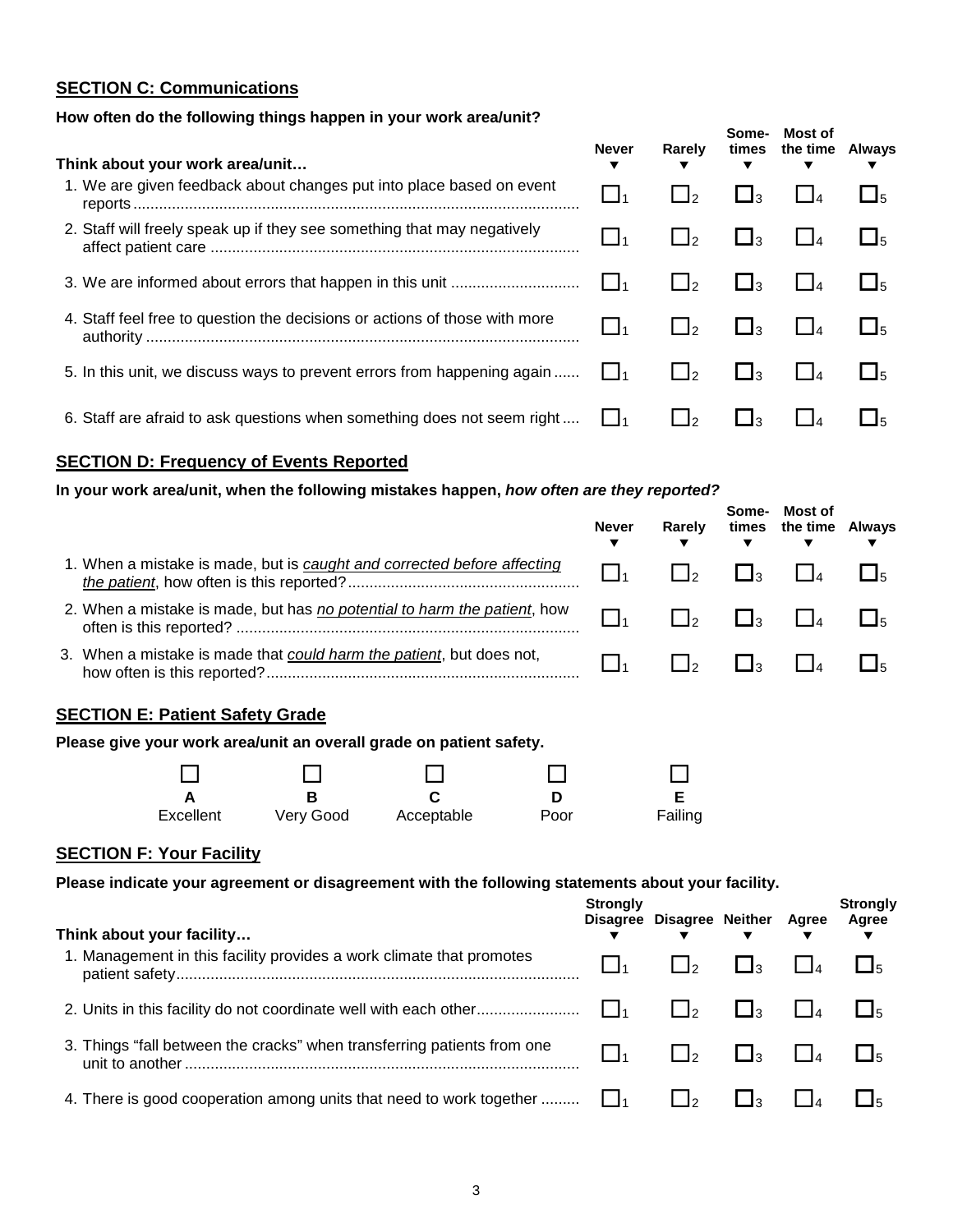## SECTION C: Communications

**How often do the following things happen in your work area/unit?**

| **Think about your work area/unit…** | **Never** ▼ | **Rarely** ▼ | **Some-times** ▼ | **Most of the time** ▼ | **Always** ▼ |
|---|---|---|---|---|---|
| 1. We are given feedback about changes put into place based on event reports | ☐1 | ☐2 | ☐3 | ☐4 | ☐5 |
| 2. Staff will freely speak up if they see something that may negatively affect patient care | ☐1 | ☐2 | ☐3 | ☐4 | ☐5 |
| 3. We are informed about errors that happen in this unit | ☐1 | ☐2 | ☐3 | ☐4 | ☐5 |
| 4. Staff feel free to question the decisions or actions of those with more authority | ☐1 | ☐2 | ☐3 | ☐4 | ☐5 |
| 5. In this unit, we discuss ways to prevent errors from happening again | ☐1 | ☐2 | ☐3 | ☐4 | ☐5 |
| 6. Staff are afraid to ask questions when something does not seem right | ☐1 | ☐2 | ☐3 | ☐4 | ☐5 |

## SECTION D: Frequency of Events Reported

**In your work area/unit, when the following mistakes happen, *how often are they reported?***

| | **Never** ▼ | **Rarely** ▼ | **Some-times** ▼ | **Most of the time** ▼ | **Always** ▼ |
|---|---|---|---|---|---|
| 1. When a mistake is made, but is *caught and corrected before affecting the patient*, how often is this reported? | ☐1 | ☐2 | ☐3 | ☐4 | ☐5 |
| 2. When a mistake is made, but has *no potential to harm the patient*, how often is this reported? | ☐1 | ☐2 | ☐3 | ☐4 | ☐5 |
| 3. When a mistake is made that *could harm the patient*, but does not, how often is this reported? | ☐1 | ☐2 | ☐3 | ☐4 | ☐5 |

## SECTION E: Patient Safety Grade

**Please give your work area/unit an overall grade on patient safety.**

| ☐ | ☐ | ☐ | ☐ | ☐ |
|---|---|---|---|---|
| **A** | **B** | **C** | **D** | **E** |
| Excellent | Very Good | Acceptable | Poor | Failing |

## SECTION F: Your Facility

**Please indicate your agreement or disagreement with the following statements about your facility.**

| **Think about your facility…** | **Strongly Disagree** ▼ | **Disagree** ▼ | **Neither** ▼ | **Agree** ▼ | **Strongly Agree** ▼ |
|---|---|---|---|---|---|
| 1. Management in this facility provides a work climate that promotes patient safety | ☐1 | ☐2 | ☐3 | ☐4 | ☐5 |
| 2. Units in this facility do not coordinate well with each other | ☐1 | ☐2 | ☐3 | ☐4 | ☐5 |
| 3. Things "fall between the cracks" when transferring patients from one unit to another | ☐1 | ☐2 | ☐3 | ☐4 | ☐5 |
| 4. There is good cooperation among units that need to work together | ☐1 | ☐2 | ☐3 | ☐4 | ☐5 |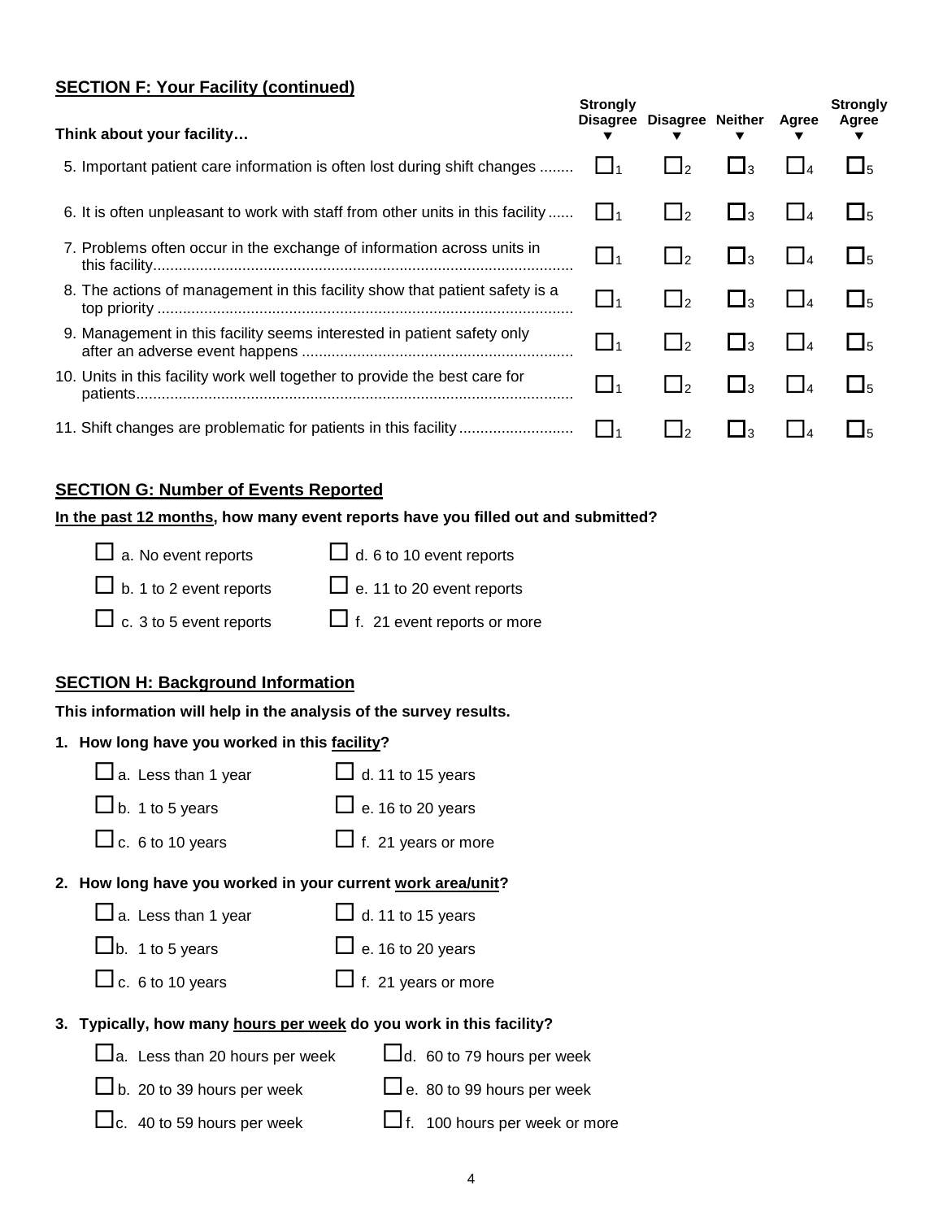## SECTION F: Your Facility (continued)

| Think about your facility… | Strongly Disagree ▼ | Disagree ▼ | Neither ▼ | Agree ▼ | Strongly Agree ▼ |
|---|---|---|---|---|---|
| 5. Important patient care information is often lost during shift changes | ☐1 | ☐2 | ☐3 | ☐4 | ☐5 |
| 6. It is often unpleasant to work with staff from other units in this facility | ☐1 | ☐2 | ☐3 | ☐4 | ☐5 |
| 7. Problems often occur in the exchange of information across units in this facility | ☐1 | ☐2 | ☐3 | ☐4 | ☐5 |
| 8. The actions of management in this facility show that patient safety is a top priority | ☐1 | ☐2 | ☐3 | ☐4 | ☐5 |
| 9. Management in this facility seems interested in patient safety only after an adverse event happens | ☐1 | ☐2 | ☐3 | ☐4 | ☐5 |
| 10. Units in this facility work well together to provide the best care for patients | ☐1 | ☐2 | ☐3 | ☐4 | ☐5 |
| 11. Shift changes are problematic for patients in this facility | ☐1 | ☐2 | ☐3 | ☐4 | ☐5 |

## SECTION G: Number of Events Reported

**In the past 12 months, how many event reports have you filled out and submitted?**

- ☐ a. No event reports
- ☐ b. 1 to 2 event reports
- ☐ c. 3 to 5 event reports
- ☐ d. 6 to 10 event reports
- ☐ e. 11 to 20 event reports
- ☐ f. 21 event reports or more

## SECTION H: Background Information

**This information will help in the analysis of the survey results.**

**1. How long have you worked in this facility?**

- ☐ a. Less than 1 year
- ☐ b. 1 to 5 years
- ☐ c. 6 to 10 years
- ☐ d. 11 to 15 years
- ☐ e. 16 to 20 years
- ☐ f. 21 years or more

**2. How long have you worked in your current work area/unit?**

- ☐ a. Less than 1 year
- ☐ b. 1 to 5 years
- ☐ c. 6 to 10 years
- ☐ d. 11 to 15 years
- ☐ e. 16 to 20 years
- ☐ f. 21 years or more

**3. Typically, how many hours per week do you work in this facility?**

- ☐ a. Less than 20 hours per week
- ☐ b. 20 to 39 hours per week
- ☐ c. 40 to 59 hours per week
- ☐ d. 60 to 79 hours per week
- ☐ e. 80 to 99 hours per week
- ☐ f. 100 hours per week or more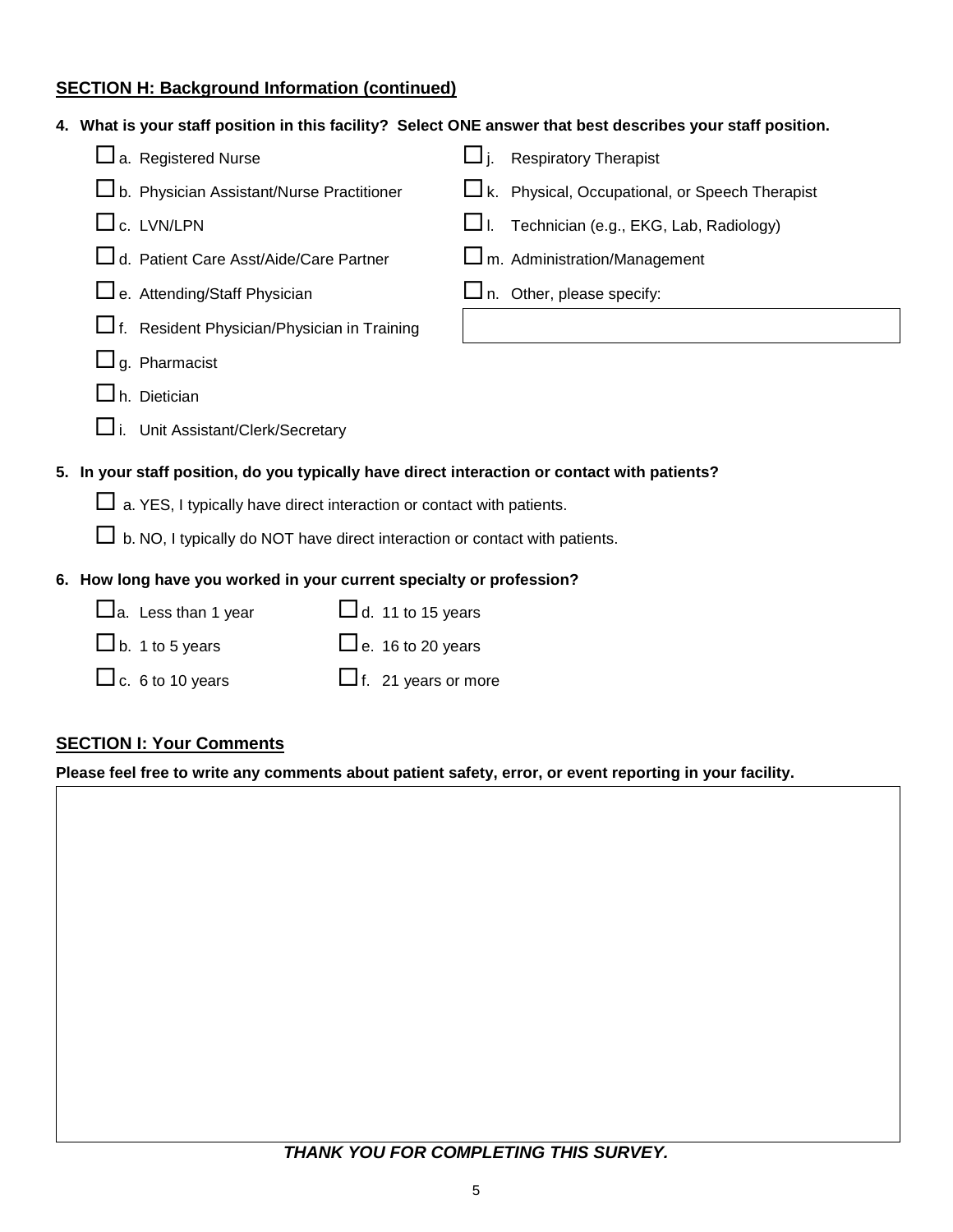## SECTION H: Background Information (continued)

**4. What is your staff position in this facility? Select ONE answer that best describes your staff position.**

- ☐ a. Registered Nurse
- ☐ b. Physician Assistant/Nurse Practitioner
- ☐ c. LVN/LPN
- ☐ d. Patient Care Asst/Aide/Care Partner
- ☐ e. Attending/Staff Physician
- ☐ f. Resident Physician/Physician in Training
- ☐ g. Pharmacist
- ☐ h. Dietician
- ☐ i. Unit Assistant/Clerk/Secretary
- ☐ j. Respiratory Therapist
- ☐ k. Physical, Occupational, or Speech Therapist
- ☐ l. Technician (e.g., EKG, Lab, Radiology)
- ☐ m. Administration/Management
- ☐ n. Other, please specify:

**5. In your staff position, do you typically have direct interaction or contact with patients?**

- ☐ a. YES, I typically have direct interaction or contact with patients.
- ☐ b. NO, I typically do NOT have direct interaction or contact with patients.

**6. How long have you worked in your current specialty or profession?**

- ☐ a. Less than 1 year
- ☐ b. 1 to 5 years
- ☐ c. 6 to 10 years
- ☐ d. 11 to 15 years
- ☐ e. 16 to 20 years
- ☐ f. 21 years or more

## SECTION I: Your Comments

**Please feel free to write any comments about patient safety, error, or event reporting in your facility.**

***THANK YOU FOR COMPLETING THIS SURVEY.***